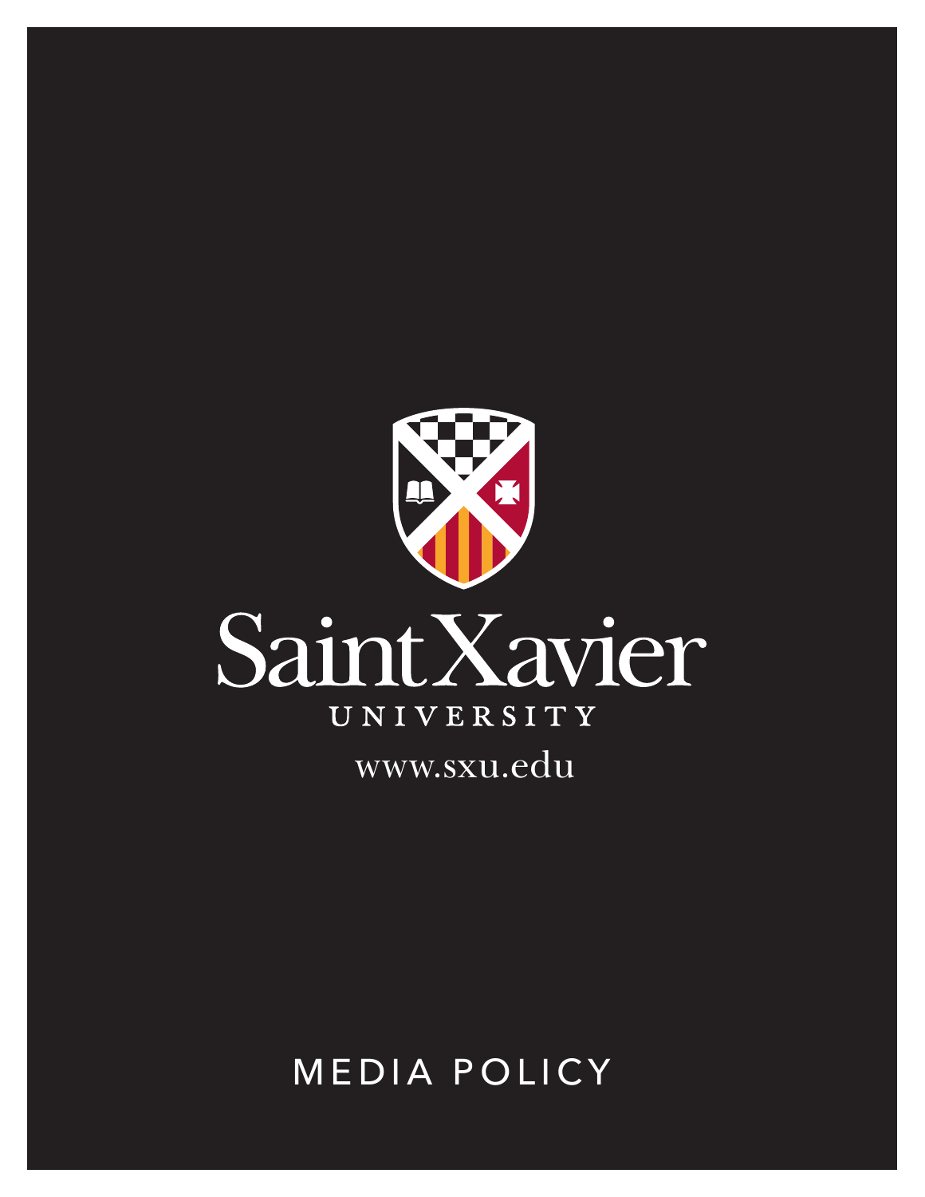Saint Xavier

UNIVERSITY

www.sxu.edu

# MEDIA POLICY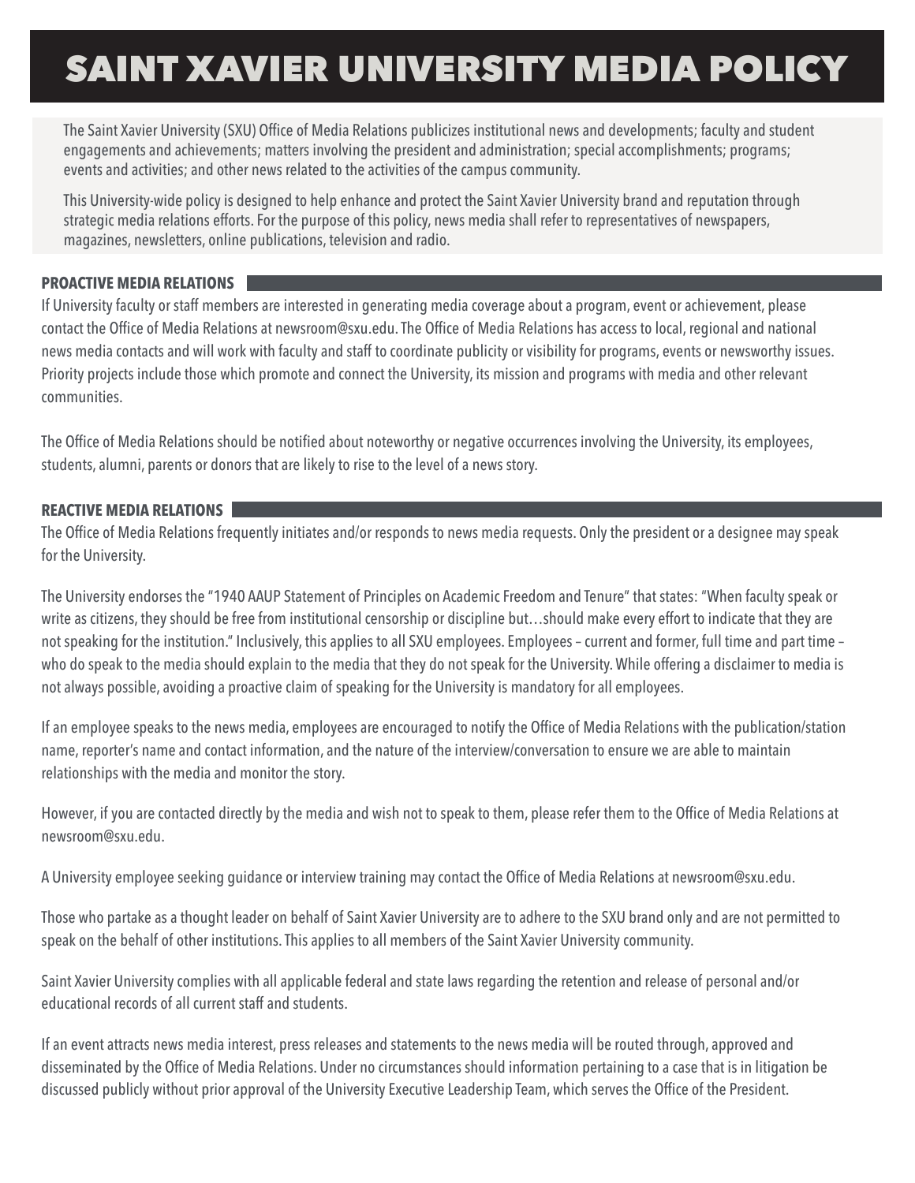# SAINT XAVIER UNIVERSITY MEDIA POLICY

The Saint Xavier University (SXU) Office of Media Relations publicizes institutional news and developments; faculty and student engagements and achievements; matters involving the president and administration; special accomplishments; programs; events and activities; and other news related to the activities of the campus community.

This University-wide policy is designed to help enhance and protect the Saint Xavier University brand and reputation through strategic media relations efforts. For the purpose of this policy, news media shall refer to representatives of newspapers, magazines, newsletters, online publications, television and radio.

## PROACTIVE MEDIA RELATIONS

If University faculty or staff members are interested in generating media coverage about a program, event or achievement, please contact the Office of Media Relations at newsroom@sxu.edu. The Office of Media Relations has access to local, regional and national news media contacts and will work with faculty and staff to coordinate publicity or visibility for programs, events or newsworthy issues. Priority projects include those which promote and connect the University, its mission and programs with media and other relevant communities.

The Office of Media Relations should be notified about noteworthy or negative occurrences involving the University, its employees, students, alumni, parents or donors that are likely to rise to the level of a news story.

## REACTIVE MEDIA RELATIONS

The Office of Media Relations frequently initiates and/or responds to news media requests. Only the president or a designee may speak for the University.

The University endorses the "1940 AAUP Statement of Principles on Academic Freedom and Tenure" that states: "When faculty speak or write as citizens, they should be free from institutional censorship or discipline but…should make every effort to indicate that they are not speaking for the institution." Inclusively, this applies to all SXU employees. Employees – current and former, full time and part time – who do speak to the media should explain to the media that they do not speak for the University. While offering a disclaimer to media is not always possible, avoiding a proactive claim of speaking for the University is mandatory for all employees.

If an employee speaks to the news media, employees are encouraged to notify the Office of Media Relations with the publication/station name, reporter's name and contact information, and the nature of the interview/conversation to ensure we are able to maintain relationships with the media and monitor the story.

However, if you are contacted directly by the media and wish not to speak to them, please refer them to the Office of Media Relations at newsroom@sxu.edu.

A University employee seeking guidance or interview training may contact the Office of Media Relations at newsroom@sxu.edu.

Those who partake as a thought leader on behalf of Saint Xavier University are to adhere to the SXU brand only and are not permitted to speak on the behalf of other institutions. This applies to all members of the Saint Xavier University community.

Saint Xavier University complies with all applicable federal and state laws regarding the retention and release of personal and/or educational records of all current staff and students.

If an event attracts news media interest, press releases and statements to the news media will be routed through, approved and disseminated by the Office of Media Relations. Under no circumstances should information pertaining to a case that is in litigation be discussed publicly without prior approval of the University Executive Leadership Team, which serves the Office of the President.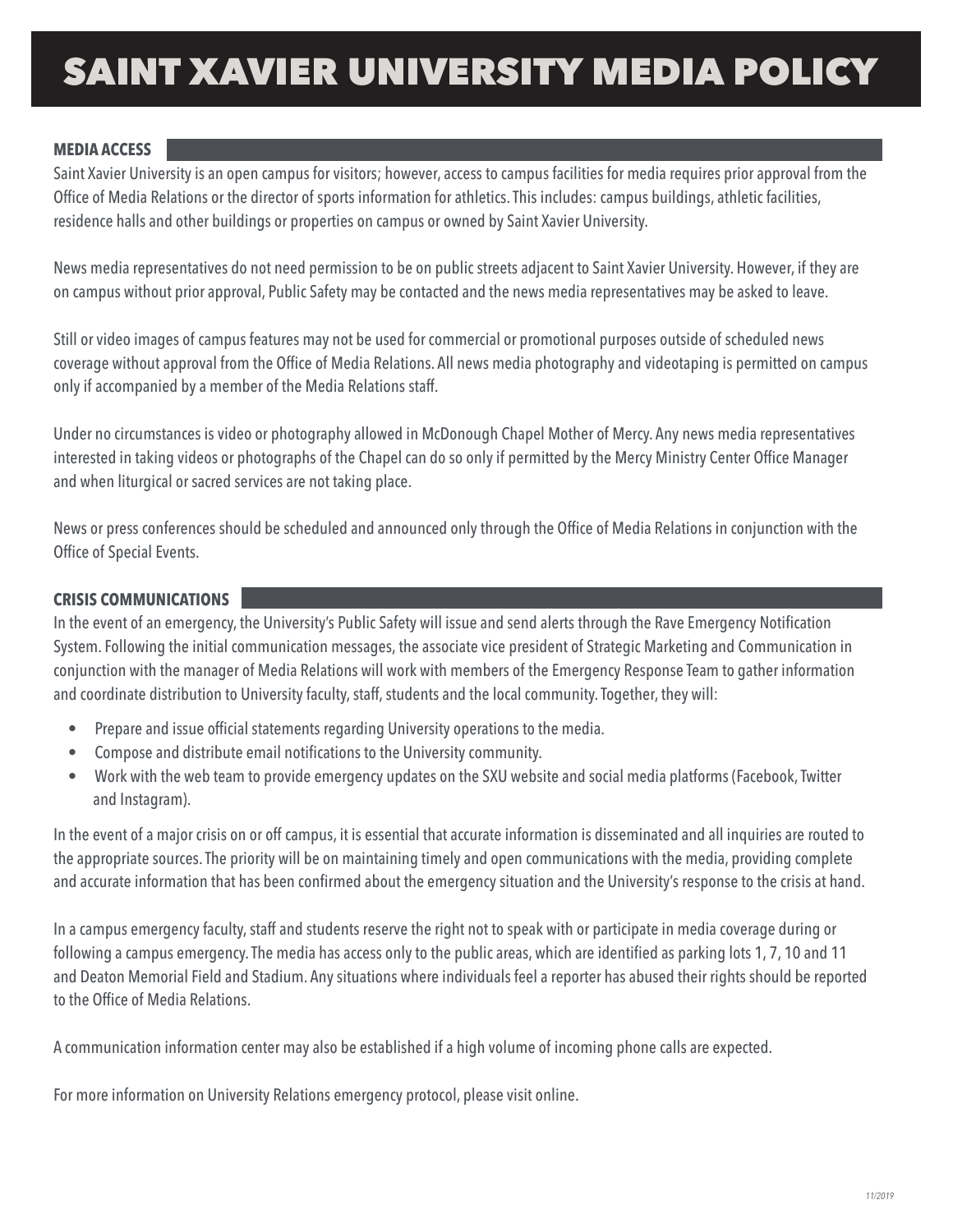# SAINT XAVIER UNIVERSITY MEDIA POLICY

## MEDIA ACCESS

Saint Xavier University is an open campus for visitors; however, access to campus facilities for media requires prior approval from the Office of Media Relations or the director of sports information for athletics. This includes: campus buildings, athletic facilities, residence halls and other buildings or properties on campus or owned by Saint Xavier University.

News media representatives do not need permission to be on public streets adjacent to Saint Xavier University. However, if they are on campus without prior approval, Public Safety may be contacted and the news media representatives may be asked to leave.

Still or video images of campus features may not be used for commercial or promotional purposes outside of scheduled news coverage without approval from the Office of Media Relations. All news media photography and videotaping is permitted on campus only if accompanied by a member of the Media Relations staff.

Under no circumstances is video or photography allowed in McDonough Chapel Mother of Mercy. Any news media representatives interested in taking videos or photographs of the Chapel can do so only if permitted by the Mercy Ministry Center Office Manager and when liturgical or sacred services are not taking place.

News or press conferences should be scheduled and announced only through the Office of Media Relations in conjunction with the Office of Special Events.

## CRISIS COMMUNICATIONS

In the event of an emergency, the University's Public Safety will issue and send alerts through the Rave Emergency Notification System. Following the initial communication messages, the associate vice president of Strategic Marketing and Communication in conjunction with the manager of Media Relations will work with members of the Emergency Response Team to gather information and coordinate distribution to University faculty, staff, students and the local community. Together, they will:

- Prepare and issue official statements regarding University operations to the media.
- Compose and distribute email notifications to the University community.
- Work with the web team to provide emergency updates on the SXU website and social media platforms (Facebook, Twitter and Instagram).

In the event of a major crisis on or off campus, it is essential that accurate information is disseminated and all inquiries are routed to the appropriate sources. The priority will be on maintaining timely and open communications with the media, providing complete and accurate information that has been confirmed about the emergency situation and the University's response to the crisis at hand.

In a campus emergency faculty, staff and students reserve the right not to speak with or participate in media coverage during or following a campus emergency. The media has access only to the public areas, which are identified as parking lots 1, 7, 10 and 11 and Deaton Memorial Field and Stadium. Any situations where individuals feel a reporter has abused their rights should be reported to the Office of Media Relations.

A communication information center may also be established if a high volume of incoming phone calls are expected.

For more information on University Relations emergency protocol, please visit online.

*11/2019*